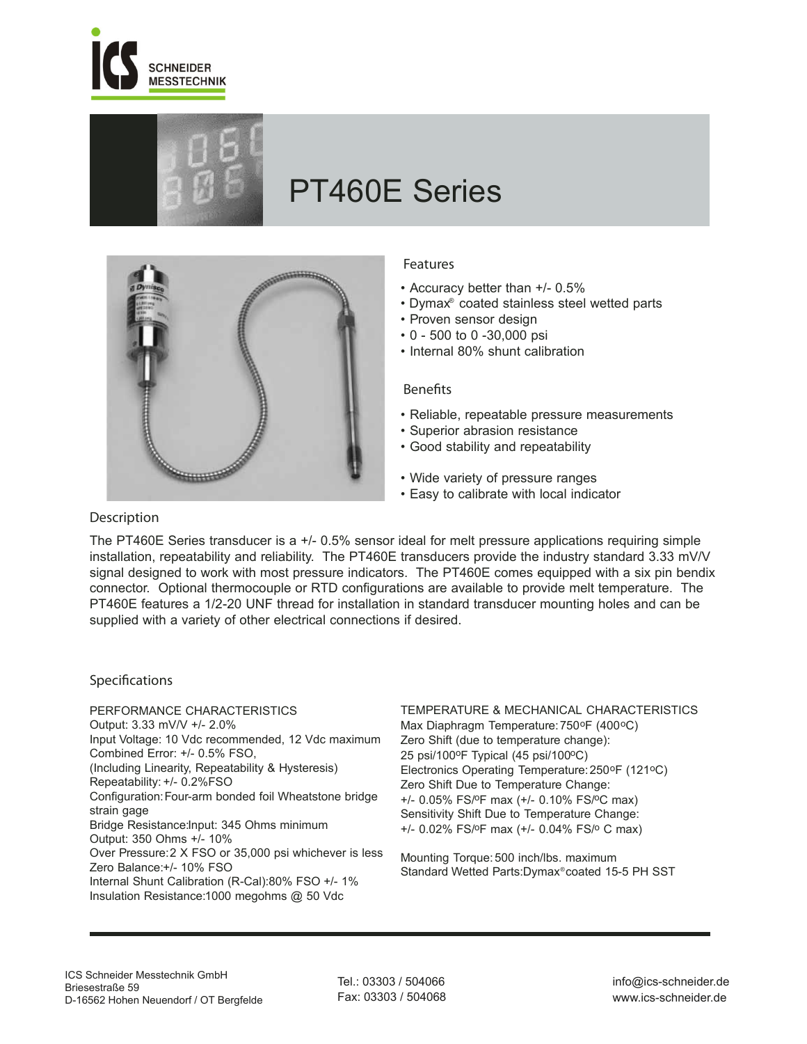ICS SCHNEIDER MESSTECHNIK

# PT460E Series

## Features

- Accuracy better than +/- 0.5%
- Dymax® coated stainless steel wetted parts
- Proven sensor design
- 0 - 500 to 0 -30,000 psi
- Internal 80% shunt calibration

## Benefits

- Reliable, repeatable pressure measurements
- Superior abrasion resistance
- Good stability and repeatability
- Wide variety of pressure ranges
- Easy to calibrate with local indicator

## Description

The PT460E Series transducer is a +/- 0.5% sensor ideal for melt pressure applications requiring simple installation, repeatability and reliability. The PT460E transducers provide the industry standard 3.33 mV/V signal designed to work with most pressure indicators. The PT460E comes equipped with a six pin bendix connector. Optional thermocouple or RTD configurations are available to provide melt temperature. The PT460E features a 1/2-20 UNF thread for installation in standard transducer mounting holes and can be supplied with a variety of other electrical connections if desired.

## Specifications

### PERFORMANCE CHARACTERISTICS

Output: 3.33 mV/V +/- 2.0%
Input Voltage: 10 Vdc recommended, 12 Vdc maximum
Combined Error: +/- 0.5% FSO,
(Including Linearity, Repeatability & Hysteresis)
Repeatability: +/- 0.2%FSO
Configuration: Four-arm bonded foil Wheatstone bridge strain gage
Bridge Resistance: Input: 345 Ohms minimum
Output: 350 Ohms +/- 10%
Over Pressure: 2 X FSO or 35,000 psi whichever is less
Zero Balance: +/- 10% FSO
Internal Shunt Calibration (R-Cal): 80% FSO +/- 1%
Insulation Resistance: 1000 megohms @ 50 Vdc

### TEMPERATURE & MECHANICAL CHARACTERISTICS

Max Diaphragm Temperature: 750ºF (400ºC)
Zero Shift (due to temperature change):
25 psi/100ºF Typical (45 psi/100ºC)
Electronics Operating Temperature: 250ºF (121ºC)
Zero Shift Due to Temperature Change:
+/- 0.05% FS/ºF max (+/- 0.10% FS/ºC max)
Sensitivity Shift Due to Temperature Change:
+/- 0.02% FS/ºF max (+/- 0.04% FS/º C max)

Mounting Torque: 500 inch/lbs. maximum
Standard Wetted Parts: Dymax® coated 15-5 PH SST

ICS Schneider Messtechnik GmbH
Briesestraße 59
D-16562 Hohen Neuendorf / OT Bergfelde

Tel.: 03303 / 504066
Fax: 03303 / 504068

info@ics-schneider.de
www.ics-schneider.de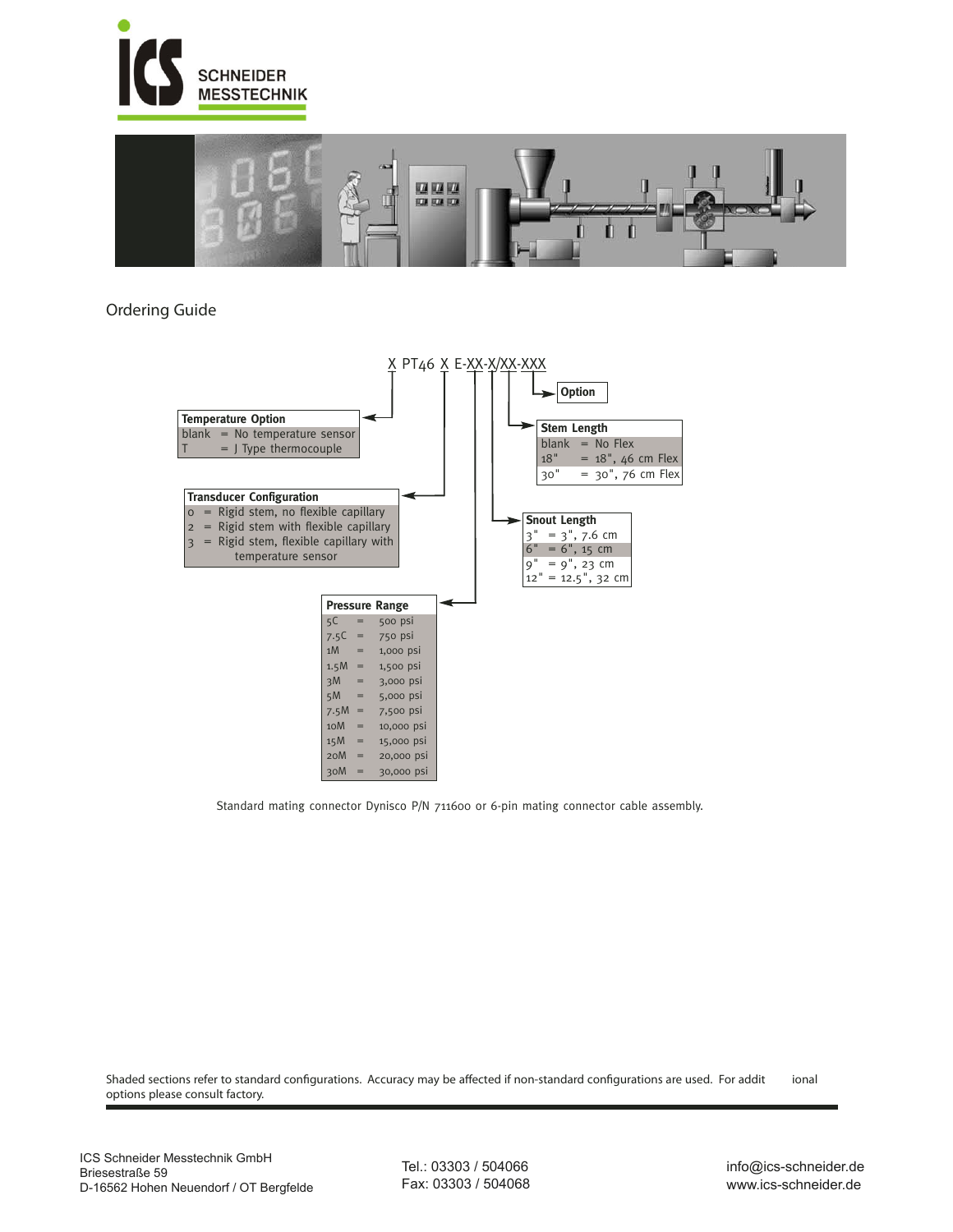## Ordering Guide

X PT46 X E-XX-X/XX-XXX

**Temperature Option**

| Code | Description |
|---|---|
| blank | No temperature sensor |
| T | J Type thermocouple |

**Transducer Configuration**

| Code | Description |
|---|---|
| 0 | Rigid stem, no flexible capillary |
| 2 | Rigid stem with flexible capillary |
| 3 | Rigid stem, flexible capillary with temperature sensor |

**Pressure Range**

| Code | Range |
|---|---|
| 5C | 500 psi |
| 7.5C | 750 psi |
| 1M | 1,000 psi |
| 1.5M | 1,500 psi |
| 3M | 3,000 psi |
| 5M | 5,000 psi |
| 7.5M | 7,500 psi |
| 10M | 10,000 psi |
| 15M | 15,000 psi |
| 20M | 20,000 psi |
| 30M | 30,000 psi |

**Snout Length**

| Code | Length |
|---|---|
| 3" | 3", 7.6 cm |
| 6" | 6", 15 cm |
| 9" | 9", 23 cm |
| 12" | 12.5", 32 cm |

**Stem Length**

| Code | Length |
|---|---|
| blank | No Flex |
| 18" | 18", 46 cm Flex |
| 30" | 30", 76 cm Flex |

**Option**

Standard mating connector Dynisco P/N 711600 or 6-pin mating connector cable assembly.

Shaded sections refer to standard configurations. Accuracy may be affected if non-standard configurations are used. For additional options please consult factory.

ICS Schneider Messtechnik GmbH
Briesestraße 59
D-16562 Hohen Neuendorf / OT Bergfelde

Tel.: 03303 / 504066
Fax: 03303 / 504068

info@ics-schneider.de
www.ics-schneider.de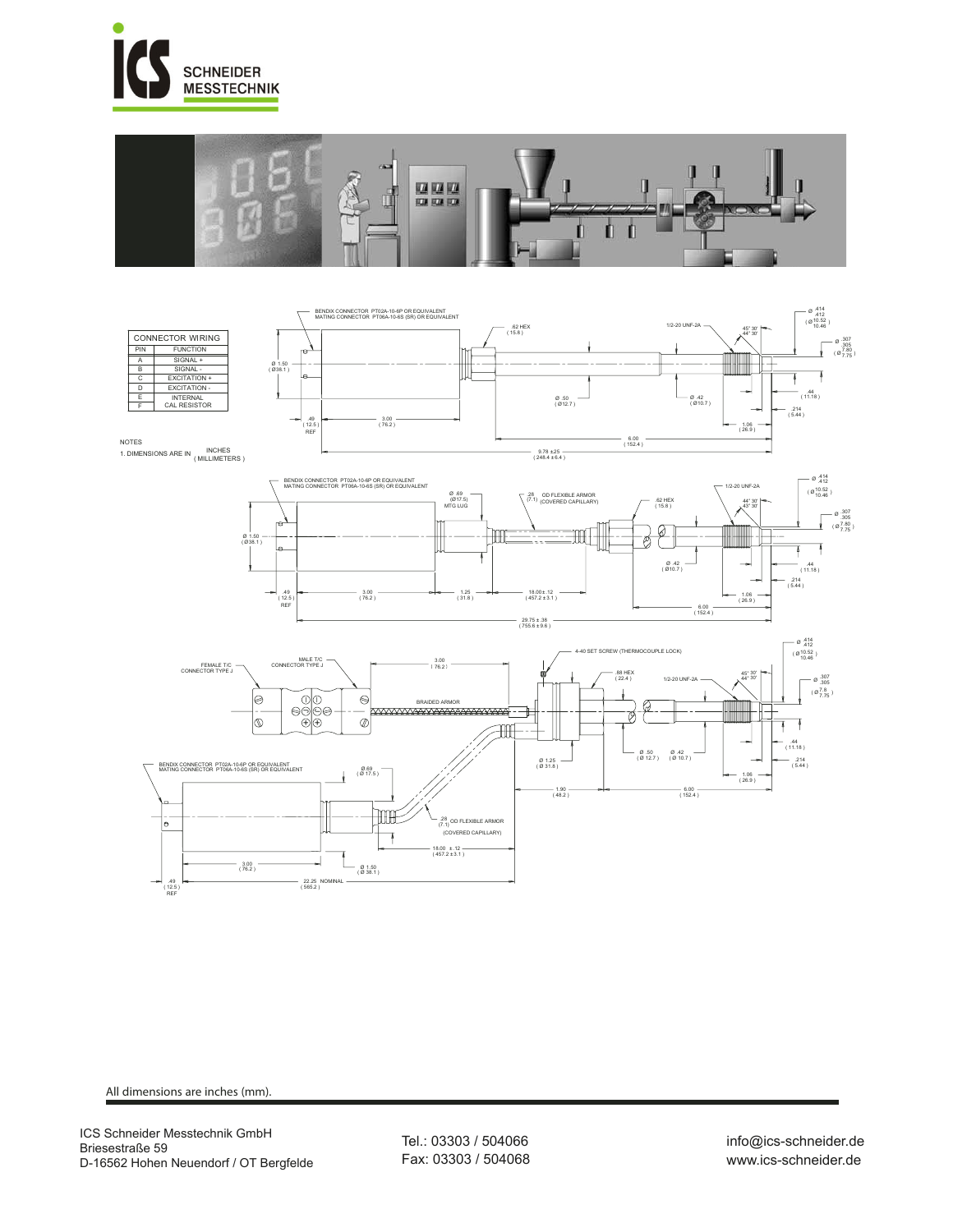| CONNECTOR WIRING | |
|---|---|
| PIN | FUNCTION |
| A | SIGNAL + |
| B | SIGNAL - |
| C | EXCITATION + |
| D | EXCITATION - |
| E | INTERNAL |
| F | CAL RESISTOR |

NOTES

1. DIMENSIONS ARE IN INCHES (MILLIMETERS)

BENDIX CONNECTOR PT02A-10-6P OR EQUIVALENT
MATING CONNECTOR PT06A-10-6S (SR) OR EQUIVALENT

.62 HEX (15.8)

1/2-20 UNF-2A

45° 30' 44° 30'

Ø .414 .412 (Ø 10.52 10.46)

Ø .307 .305 (Ø 7.80 7.75)

Ø 1.50 (Ø38.1)

Ø .50 (Ø12.7)

Ø .42 (Ø10.7)

.44 (11.18)

.214 (5.44)

1.06 (26.9)

.49 (12.5) REF

3.00 (76.2)

6.00 (152.4)

9.78 ±25 (248.4 ±6.4)

BENDIX CONNECTOR PT02A-10-6P OR EQUIVALENT
MATING CONNECTOR PT06A-10-6S (SR) OR EQUIVALENT

Ø .69 (Ø17.5) MTG LUG

.28 (7.1) OD FLEXIBLE ARMOR (COVERED CAPILLARY)

.62 HEX (15.8)

1/2-20 UNF-2A

44° 30' 43° 30'

Ø .414 .412 (Ø 10.52 10.46)

Ø .307 .305 (Ø 7.80 7.75)

Ø 1.50 (Ø38.1)

Ø .42 (Ø10.7)

.44 (11.18)

.214 (5.44)

1.06 (26.9)

.49 (12.5) REF

3.00 (76.2)

1.25 (31.8)

18.00±.12 (457.2 ±3.1)

6.00 (152.4)

29.75 ± .38 (755.6 ± 9.6)

FEMALE T/C CONNECTOR TYPE J

MALE T/C CONNECTOR TYPE J

3.00 (76.2)

4-40 SET SCREW (THERMOCOUPLE LOCK)

.88 HEX (22.4)

1/2-20 UNF-2A

45° 30' 44° 30'

Ø .414 .412 (Ø 10.52 10.46)

Ø .307 .305 (Ø 7.8 7.75)

BRAIDED ARMOR

Ø 1.25 (Ø 31.8)

Ø .50 (Ø 12.7)

Ø .42 (Ø 10.7)

.44 (11.18)

.214 (5.44)

1.06 (26.9)

1.90 (48.2)

6.00 (152.4)

BENDIX CONNECTOR PT02A-10-6P OR EQUIVALENT
MATING CONNECTOR PT06A-10-6S (SR) OR EQUIVALENT

Ø .69 (Ø 17.5)

.28 (7.1) OD FLEXIBLE ARMOR (COVERED CAPILLARY)

18.00 ± .12 (457.2 ± 3.1)

3.00 (76.2)

Ø 1.50 (Ø 38.1)

.49 (12.5) REF

22.25 NOMINAL (565.2)

All dimensions are inches (mm).

ICS Schneider Messtechnik GmbH
Briesestraße 59
D-16562 Hohen Neuendorf / OT Bergfelde

Tel.: 03303 / 504066
Fax: 03303 / 504068

info@ics-schneider.de
www.ics-schneider.de